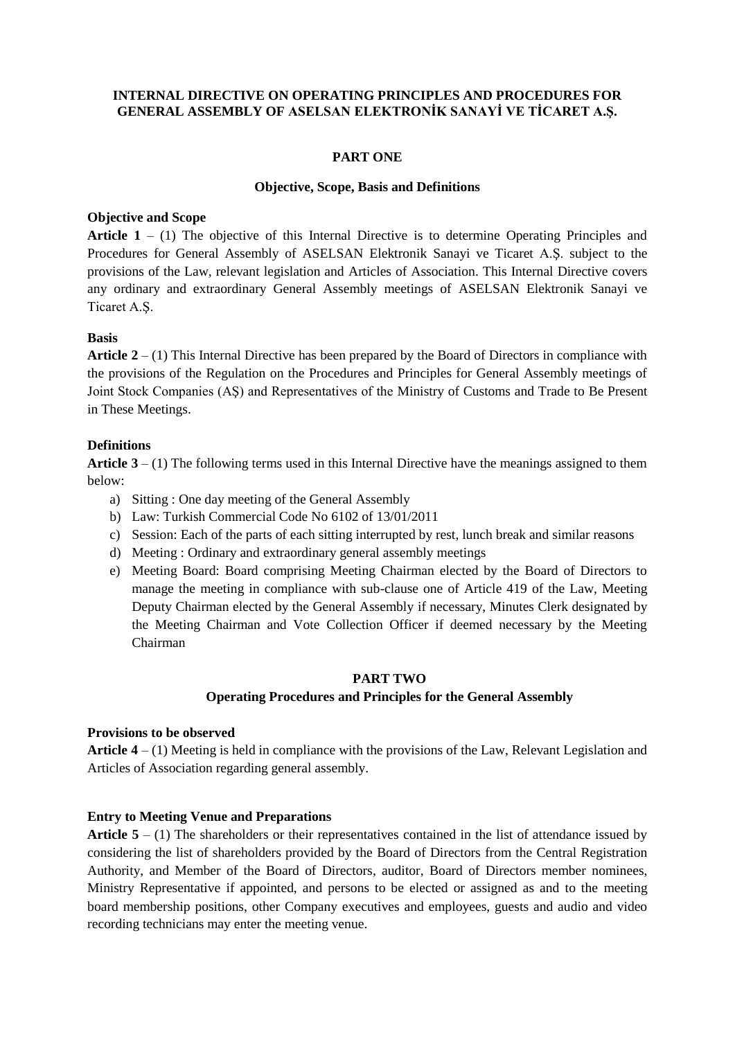# INTERNAL DIRECTIVE ON OPERATING PRINCIPLES AND PROCEDURES FOR GENERAL ASSEMBLY OF ASELSAN ELEKTRONİK SANAYİ VE TİCARET A.Ş.

## PART ONE

### Objective, Scope, Basis and Definitions

**Objective and Scope**

**Article 1** – (1) The objective of this Internal Directive is to determine Operating Principles and Procedures for General Assembly of ASELSAN Elektronik Sanayi ve Ticaret A.Ş. subject to the provisions of the Law, relevant legislation and Articles of Association. This Internal Directive covers any ordinary and extraordinary General Assembly meetings of ASELSAN Elektronik Sanayi ve Ticaret A.Ş.

**Basis**

**Article 2** – (1) This Internal Directive has been prepared by the Board of Directors in compliance with the provisions of the Regulation on the Procedures and Principles for General Assembly meetings of Joint Stock Companies (AŞ) and Representatives of the Ministry of Customs and Trade to Be Present in These Meetings.

**Definitions**

**Article 3** – (1) The following terms used in this Internal Directive have the meanings assigned to them below:

a) Sitting : One day meeting of the General Assembly
b) Law: Turkish Commercial Code No 6102 of 13/01/2011
c) Session: Each of the parts of each sitting interrupted by rest, lunch break and similar reasons
d) Meeting : Ordinary and extraordinary general assembly meetings
e) Meeting Board: Board comprising Meeting Chairman elected by the Board of Directors to manage the meeting in compliance with sub-clause one of Article 419 of the Law, Meeting Deputy Chairman elected by the General Assembly if necessary, Minutes Clerk designated by the Meeting Chairman and Vote Collection Officer if deemed necessary by the Meeting Chairman

## PART TWO

### Operating Procedures and Principles for the General Assembly

**Provisions to be observed**

**Article 4** – (1) Meeting is held in compliance with the provisions of the Law, Relevant Legislation and Articles of Association regarding general assembly.

**Entry to Meeting Venue and Preparations**

**Article 5** – (1) The shareholders or their representatives contained in the list of attendance issued by considering the list of shareholders provided by the Board of Directors from the Central Registration Authority, and Member of the Board of Directors, auditor, Board of Directors member nominees, Ministry Representative if appointed, and persons to be elected or assigned as and to the meeting board membership positions, other Company executives and employees, guests and audio and video recording technicians may enter the meeting venue.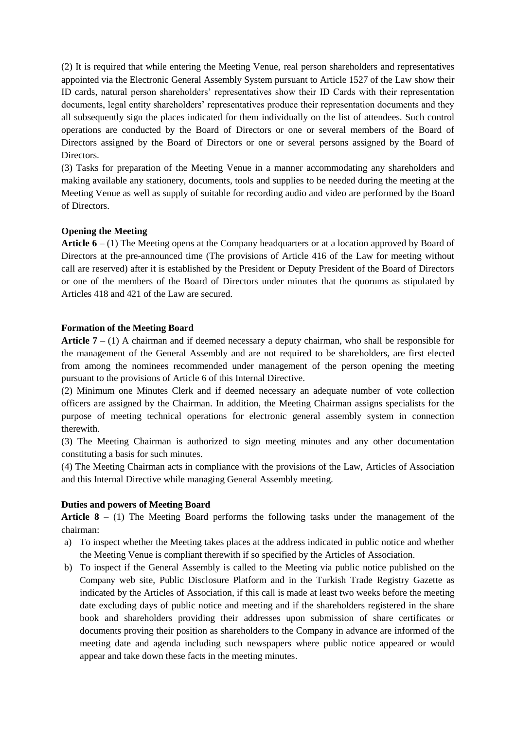(2) It is required that while entering the Meeting Venue, real person shareholders and representatives appointed via the Electronic General Assembly System pursuant to Article 1527 of the Law show their ID cards, natural person shareholders' representatives show their ID Cards with their representation documents, legal entity shareholders' representatives produce their representation documents and they all subsequently sign the places indicated for them individually on the list of attendees. Such control operations are conducted by the Board of Directors or one or several members of the Board of Directors assigned by the Board of Directors or one or several persons assigned by the Board of Directors.

(3) Tasks for preparation of the Meeting Venue in a manner accommodating any shareholders and making available any stationery, documents, tools and supplies to be needed during the meeting at the Meeting Venue as well as supply of suitable for recording audio and video are performed by the Board of Directors.

**Opening the Meeting**

**Article 6 –** (1) The Meeting opens at the Company headquarters or at a location approved by Board of Directors at the pre-announced time (The provisions of Article 416 of the Law for meeting without call are reserved) after it is established by the President or Deputy President of the Board of Directors or one of the members of the Board of Directors under minutes that the quorums as stipulated by Articles 418 and 421 of the Law are secured.

**Formation of the Meeting Board**

**Article 7** – (1) A chairman and if deemed necessary a deputy chairman, who shall be responsible for the management of the General Assembly and are not required to be shareholders, are first elected from among the nominees recommended under management of the person opening the meeting pursuant to the provisions of Article 6 of this Internal Directive.

(2) Minimum one Minutes Clerk and if deemed necessary an adequate number of vote collection officers are assigned by the Chairman. In addition, the Meeting Chairman assigns specialists for the purpose of meeting technical operations for electronic general assembly system in connection therewith.

(3) The Meeting Chairman is authorized to sign meeting minutes and any other documentation constituting a basis for such minutes.

(4) The Meeting Chairman acts in compliance with the provisions of the Law, Articles of Association and this Internal Directive while managing General Assembly meeting.

**Duties and powers of Meeting Board**

**Article 8** – (1) The Meeting Board performs the following tasks under the management of the chairman:

a) To inspect whether the Meeting takes places at the address indicated in public notice and whether the Meeting Venue is compliant therewith if so specified by the Articles of Association.
b) To inspect if the General Assembly is called to the Meeting via public notice published on the Company web site, Public Disclosure Platform and in the Turkish Trade Registry Gazette as indicated by the Articles of Association, if this call is made at least two weeks before the meeting date excluding days of public notice and meeting and if the shareholders registered in the share book and shareholders providing their addresses upon submission of share certificates or documents proving their position as shareholders to the Company in advance are informed of the meeting date and agenda including such newspapers where public notice appeared or would appear and take down these facts in the meeting minutes.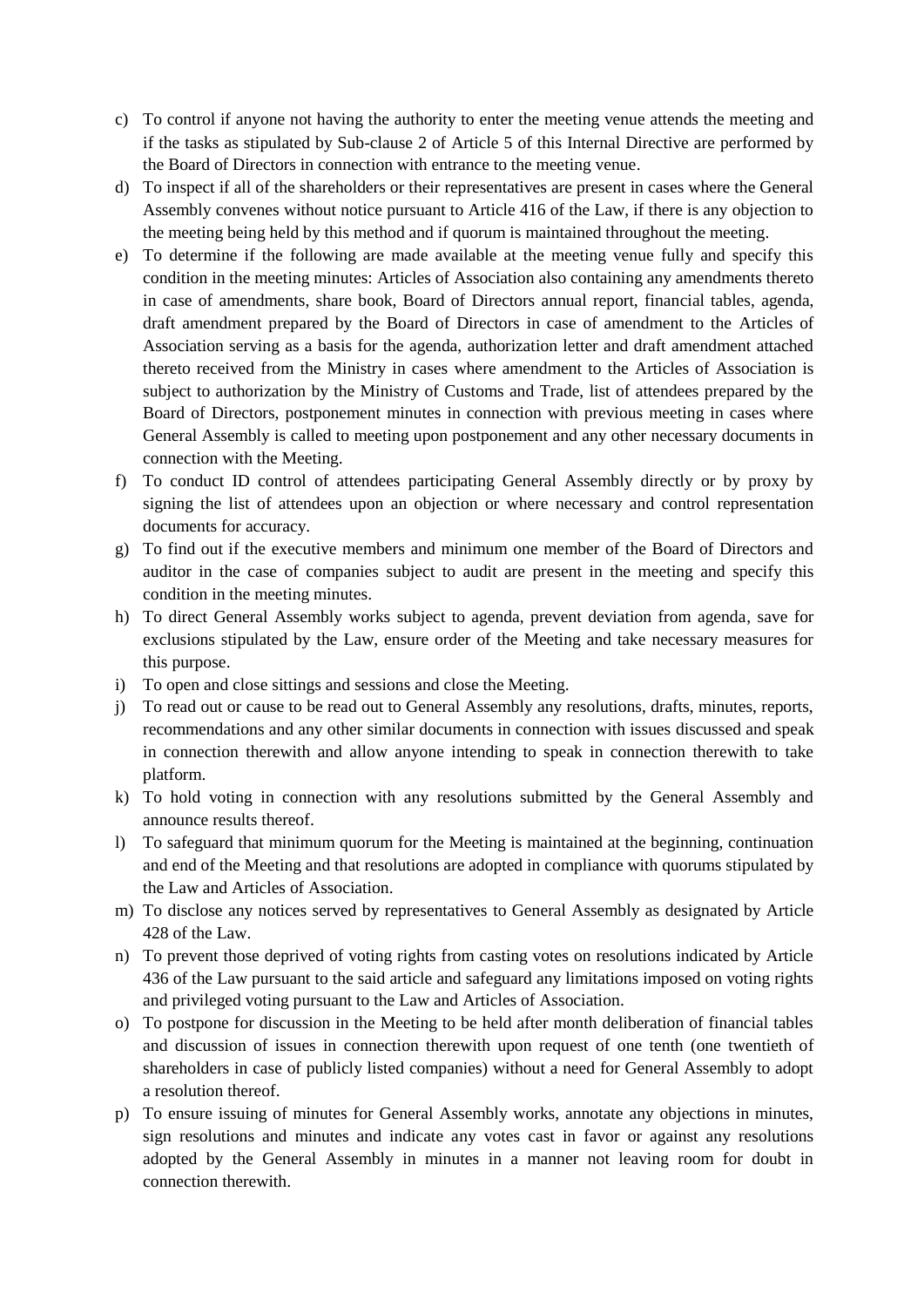c) To control if anyone not having the authority to enter the meeting venue attends the meeting and if the tasks as stipulated by Sub-clause 2 of Article 5 of this Internal Directive are performed by the Board of Directors in connection with entrance to the meeting venue.

d) To inspect if all of the shareholders or their representatives are present in cases where the General Assembly convenes without notice pursuant to Article 416 of the Law, if there is any objection to the meeting being held by this method and if quorum is maintained throughout the meeting.

e) To determine if the following are made available at the meeting venue fully and specify this condition in the meeting minutes: Articles of Association also containing any amendments thereto in case of amendments, share book, Board of Directors annual report, financial tables, agenda, draft amendment prepared by the Board of Directors in case of amendment to the Articles of Association serving as a basis for the agenda, authorization letter and draft amendment attached thereto received from the Ministry in cases where amendment to the Articles of Association is subject to authorization by the Ministry of Customs and Trade, list of attendees prepared by the Board of Directors, postponement minutes in connection with previous meeting in cases where General Assembly is called to meeting upon postponement and any other necessary documents in connection with the Meeting.

f) To conduct ID control of attendees participating General Assembly directly or by proxy by signing the list of attendees upon an objection or where necessary and control representation documents for accuracy.

g) To find out if the executive members and minimum one member of the Board of Directors and auditor in the case of companies subject to audit are present in the meeting and specify this condition in the meeting minutes.

h) To direct General Assembly works subject to agenda, prevent deviation from agenda, save for exclusions stipulated by the Law, ensure order of the Meeting and take necessary measures for this purpose.

i) To open and close sittings and sessions and close the Meeting.

j) To read out or cause to be read out to General Assembly any resolutions, drafts, minutes, reports, recommendations and any other similar documents in connection with issues discussed and speak in connection therewith and allow anyone intending to speak in connection therewith to take platform.

k) To hold voting in connection with any resolutions submitted by the General Assembly and announce results thereof.

l) To safeguard that minimum quorum for the Meeting is maintained at the beginning, continuation and end of the Meeting and that resolutions are adopted in compliance with quorums stipulated by the Law and Articles of Association.

m) To disclose any notices served by representatives to General Assembly as designated by Article 428 of the Law.

n) To prevent those deprived of voting rights from casting votes on resolutions indicated by Article 436 of the Law pursuant to the said article and safeguard any limitations imposed on voting rights and privileged voting pursuant to the Law and Articles of Association.

o) To postpone for discussion in the Meeting to be held after month deliberation of financial tables and discussion of issues in connection therewith upon request of one tenth (one twentieth of shareholders in case of publicly listed companies) without a need for General Assembly to adopt a resolution thereof.

p) To ensure issuing of minutes for General Assembly works, annotate any objections in minutes, sign resolutions and minutes and indicate any votes cast in favor or against any resolutions adopted by the General Assembly in minutes in a manner not leaving room for doubt in connection therewith.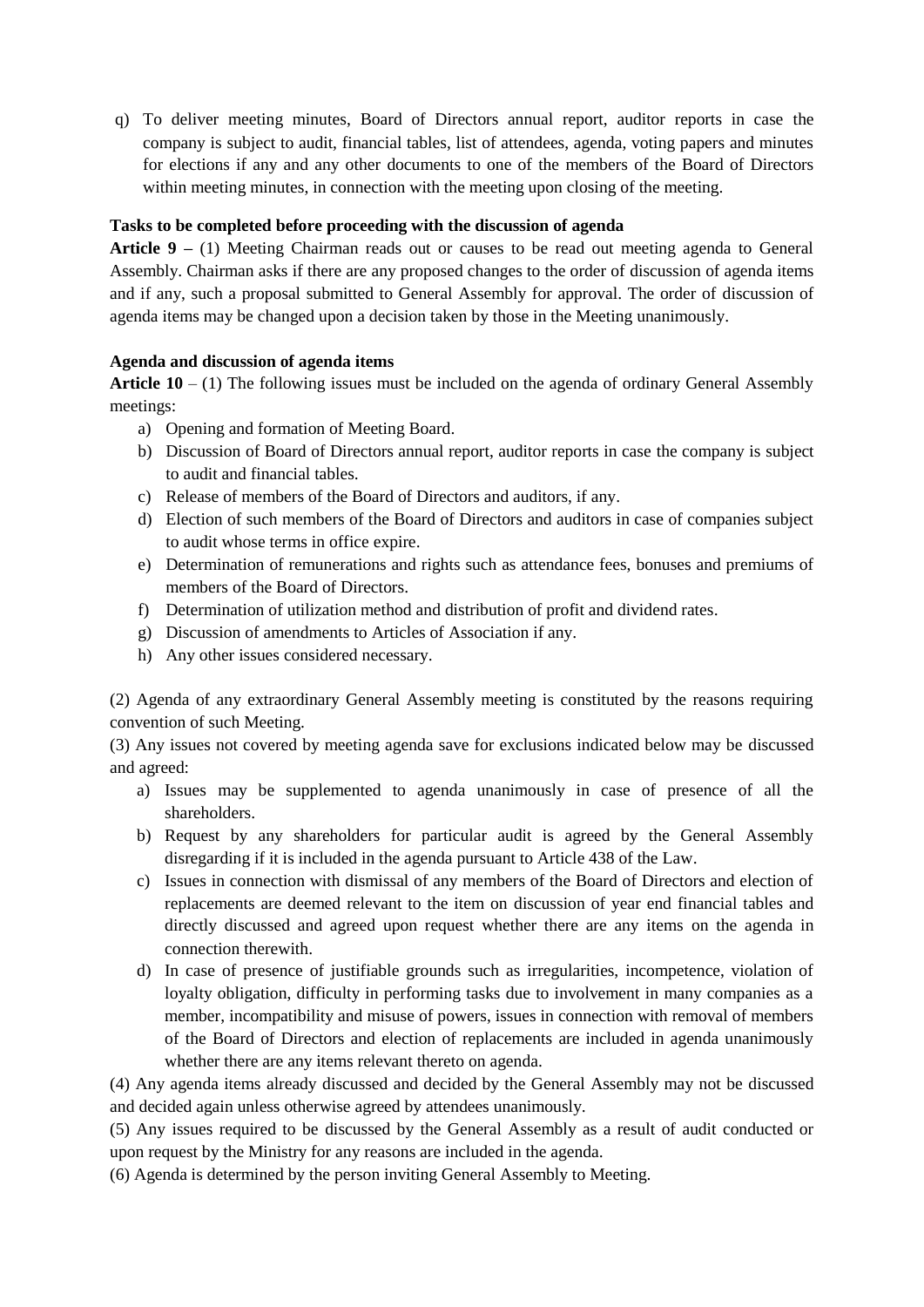q) To deliver meeting minutes, Board of Directors annual report, auditor reports in case the company is subject to audit, financial tables, list of attendees, agenda, voting papers and minutes for elections if any and any other documents to one of the members of the Board of Directors within meeting minutes, in connection with the meeting upon closing of the meeting.

**Tasks to be completed before proceeding with the discussion of agenda**

**Article 9 –** (1) Meeting Chairman reads out or causes to be read out meeting agenda to General Assembly. Chairman asks if there are any proposed changes to the order of discussion of agenda items and if any, such a proposal submitted to General Assembly for approval. The order of discussion of agenda items may be changed upon a decision taken by those in the Meeting unanimously.

**Agenda and discussion of agenda items**

**Article 10** – (1) The following issues must be included on the agenda of ordinary General Assembly meetings:

a) Opening and formation of Meeting Board.
b) Discussion of Board of Directors annual report, auditor reports in case the company is subject to audit and financial tables.
c) Release of members of the Board of Directors and auditors, if any.
d) Election of such members of the Board of Directors and auditors in case of companies subject to audit whose terms in office expire.
e) Determination of remunerations and rights such as attendance fees, bonuses and premiums of members of the Board of Directors.
f) Determination of utilization method and distribution of profit and dividend rates.
g) Discussion of amendments to Articles of Association if any.
h) Any other issues considered necessary.

(2) Agenda of any extraordinary General Assembly meeting is constituted by the reasons requiring convention of such Meeting.

(3) Any issues not covered by meeting agenda save for exclusions indicated below may be discussed and agreed:

a) Issues may be supplemented to agenda unanimously in case of presence of all the shareholders.
b) Request by any shareholders for particular audit is agreed by the General Assembly disregarding if it is included in the agenda pursuant to Article 438 of the Law.
c) Issues in connection with dismissal of any members of the Board of Directors and election of replacements are deemed relevant to the item on discussion of year end financial tables and directly discussed and agreed upon request whether there are any items on the agenda in connection therewith.
d) In case of presence of justifiable grounds such as irregularities, incompetence, violation of loyalty obligation, difficulty in performing tasks due to involvement in many companies as a member, incompatibility and misuse of powers, issues in connection with removal of members of the Board of Directors and election of replacements are included in agenda unanimously whether there are any items relevant thereto on agenda.

(4) Any agenda items already discussed and decided by the General Assembly may not be discussed and decided again unless otherwise agreed by attendees unanimously.

(5) Any issues required to be discussed by the General Assembly as a result of audit conducted or upon request by the Ministry for any reasons are included in the agenda.

(6) Agenda is determined by the person inviting General Assembly to Meeting.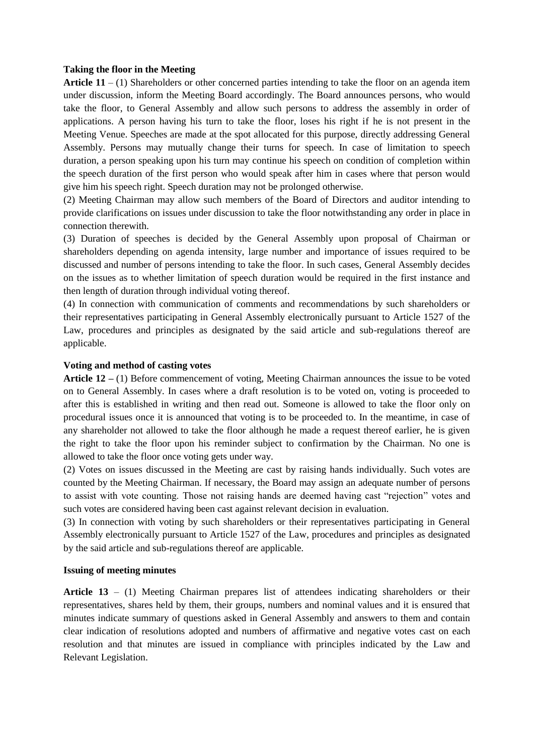**Taking the floor in the Meeting**

**Article 11** – (1) Shareholders or other concerned parties intending to take the floor on an agenda item under discussion, inform the Meeting Board accordingly. The Board announces persons, who would take the floor, to General Assembly and allow such persons to address the assembly in order of applications. A person having his turn to take the floor, loses his right if he is not present in the Meeting Venue. Speeches are made at the spot allocated for this purpose, directly addressing General Assembly. Persons may mutually change their turns for speech. In case of limitation to speech duration, a person speaking upon his turn may continue his speech on condition of completion within the speech duration of the first person who would speak after him in cases where that person would give him his speech right. Speech duration may not be prolonged otherwise.

(2) Meeting Chairman may allow such members of the Board of Directors and auditor intending to provide clarifications on issues under discussion to take the floor notwithstanding any order in place in connection therewith.

(3) Duration of speeches is decided by the General Assembly upon proposal of Chairman or shareholders depending on agenda intensity, large number and importance of issues required to be discussed and number of persons intending to take the floor. In such cases, General Assembly decides on the issues as to whether limitation of speech duration would be required in the first instance and then length of duration through individual voting thereof.

(4) In connection with communication of comments and recommendations by such shareholders or their representatives participating in General Assembly electronically pursuant to Article 1527 of the Law, procedures and principles as designated by the said article and sub-regulations thereof are applicable.

**Voting and method of casting votes**

**Article 12 –** (1) Before commencement of voting, Meeting Chairman announces the issue to be voted on to General Assembly. In cases where a draft resolution is to be voted on, voting is proceeded to after this is established in writing and then read out. Someone is allowed to take the floor only on procedural issues once it is announced that voting is to be proceeded to. In the meantime, in case of any shareholder not allowed to take the floor although he made a request thereof earlier, he is given the right to take the floor upon his reminder subject to confirmation by the Chairman. No one is allowed to take the floor once voting gets under way.

(2) Votes on issues discussed in the Meeting are cast by raising hands individually. Such votes are counted by the Meeting Chairman. If necessary, the Board may assign an adequate number of persons to assist with vote counting. Those not raising hands are deemed having cast "rejection" votes and such votes are considered having been cast against relevant decision in evaluation.

(3) In connection with voting by such shareholders or their representatives participating in General Assembly electronically pursuant to Article 1527 of the Law, procedures and principles as designated by the said article and sub-regulations thereof are applicable.

**Issuing of meeting minutes**

**Article 13** – (1) Meeting Chairman prepares list of attendees indicating shareholders or their representatives, shares held by them, their groups, numbers and nominal values and it is ensured that minutes indicate summary of questions asked in General Assembly and answers to them and contain clear indication of resolutions adopted and numbers of affirmative and negative votes cast on each resolution and that minutes are issued in compliance with principles indicated by the Law and Relevant Legislation.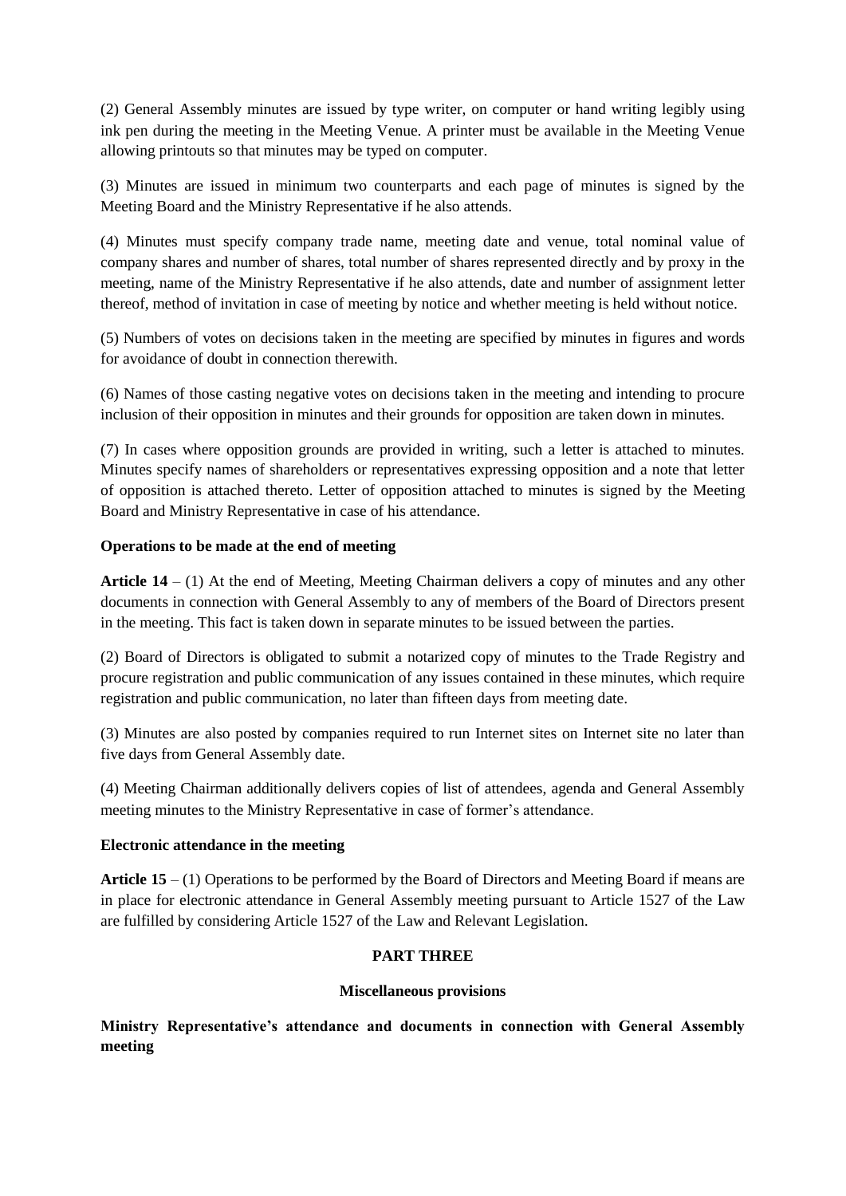(2) General Assembly minutes are issued by type writer, on computer or hand writing legibly using ink pen during the meeting in the Meeting Venue. A printer must be available in the Meeting Venue allowing printouts so that minutes may be typed on computer.

(3) Minutes are issued in minimum two counterparts and each page of minutes is signed by the Meeting Board and the Ministry Representative if he also attends.

(4) Minutes must specify company trade name, meeting date and venue, total nominal value of company shares and number of shares, total number of shares represented directly and by proxy in the meeting, name of the Ministry Representative if he also attends, date and number of assignment letter thereof, method of invitation in case of meeting by notice and whether meeting is held without notice.

(5) Numbers of votes on decisions taken in the meeting are specified by minutes in figures and words for avoidance of doubt in connection therewith.

(6) Names of those casting negative votes on decisions taken in the meeting and intending to procure inclusion of their opposition in minutes and their grounds for opposition are taken down in minutes.

(7) In cases where opposition grounds are provided in writing, such a letter is attached to minutes. Minutes specify names of shareholders or representatives expressing opposition and a note that letter of opposition is attached thereto. Letter of opposition attached to minutes is signed by the Meeting Board and Ministry Representative in case of his attendance.

**Operations to be made at the end of meeting**

**Article 14** – (1) At the end of Meeting, Meeting Chairman delivers a copy of minutes and any other documents in connection with General Assembly to any of members of the Board of Directors present in the meeting. This fact is taken down in separate minutes to be issued between the parties.

(2) Board of Directors is obligated to submit a notarized copy of minutes to the Trade Registry and procure registration and public communication of any issues contained in these minutes, which require registration and public communication, no later than fifteen days from meeting date.

(3) Minutes are also posted by companies required to run Internet sites on Internet site no later than five days from General Assembly date.

(4) Meeting Chairman additionally delivers copies of list of attendees, agenda and General Assembly meeting minutes to the Ministry Representative in case of former's attendance.

**Electronic attendance in the meeting**

**Article 15** – (1) Operations to be performed by the Board of Directors and Meeting Board if means are in place for electronic attendance in General Assembly meeting pursuant to Article 1527 of the Law are fulfilled by considering Article 1527 of the Law and Relevant Legislation.

**PART THREE**

**Miscellaneous provisions**

**Ministry Representative's attendance and documents in connection with General Assembly meeting**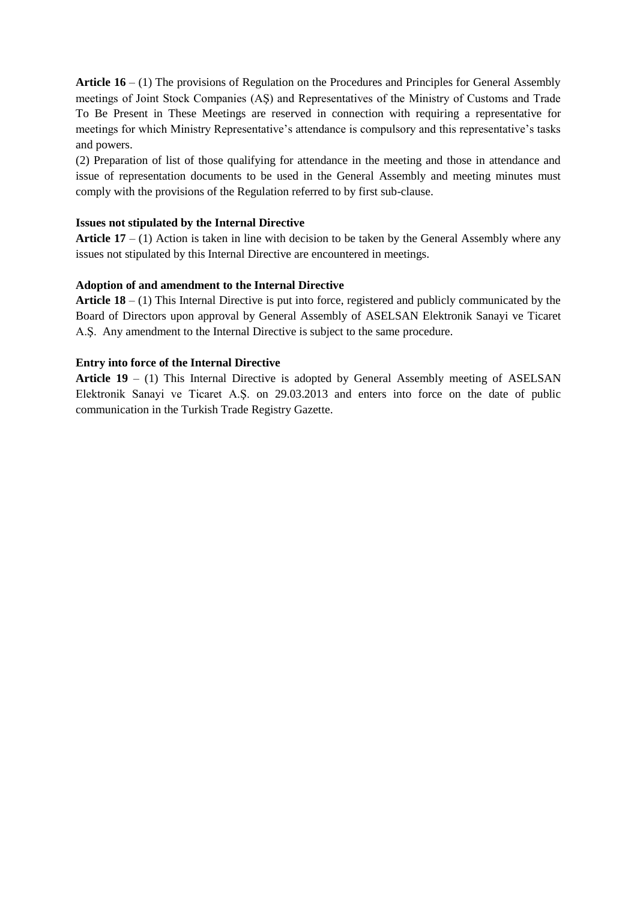**Article 16** – (1) The provisions of Regulation on the Procedures and Principles for General Assembly meetings of Joint Stock Companies (AŞ) and Representatives of the Ministry of Customs and Trade To Be Present in These Meetings are reserved in connection with requiring a representative for meetings for which Ministry Representative's attendance is compulsory and this representative's tasks and powers.

(2) Preparation of list of those qualifying for attendance in the meeting and those in attendance and issue of representation documents to be used in the General Assembly and meeting minutes must comply with the provisions of the Regulation referred to by first sub-clause.

**Issues not stipulated by the Internal Directive**

**Article 17** – (1) Action is taken in line with decision to be taken by the General Assembly where any issues not stipulated by this Internal Directive are encountered in meetings.

**Adoption of and amendment to the Internal Directive**

**Article 18** – (1) This Internal Directive is put into force, registered and publicly communicated by the Board of Directors upon approval by General Assembly of ASELSAN Elektronik Sanayi ve Ticaret A.Ş. Any amendment to the Internal Directive is subject to the same procedure.

**Entry into force of the Internal Directive**

**Article 19** – (1) This Internal Directive is adopted by General Assembly meeting of ASELSAN Elektronik Sanayi ve Ticaret A.Ş. on 29.03.2013 and enters into force on the date of public communication in the Turkish Trade Registry Gazette.